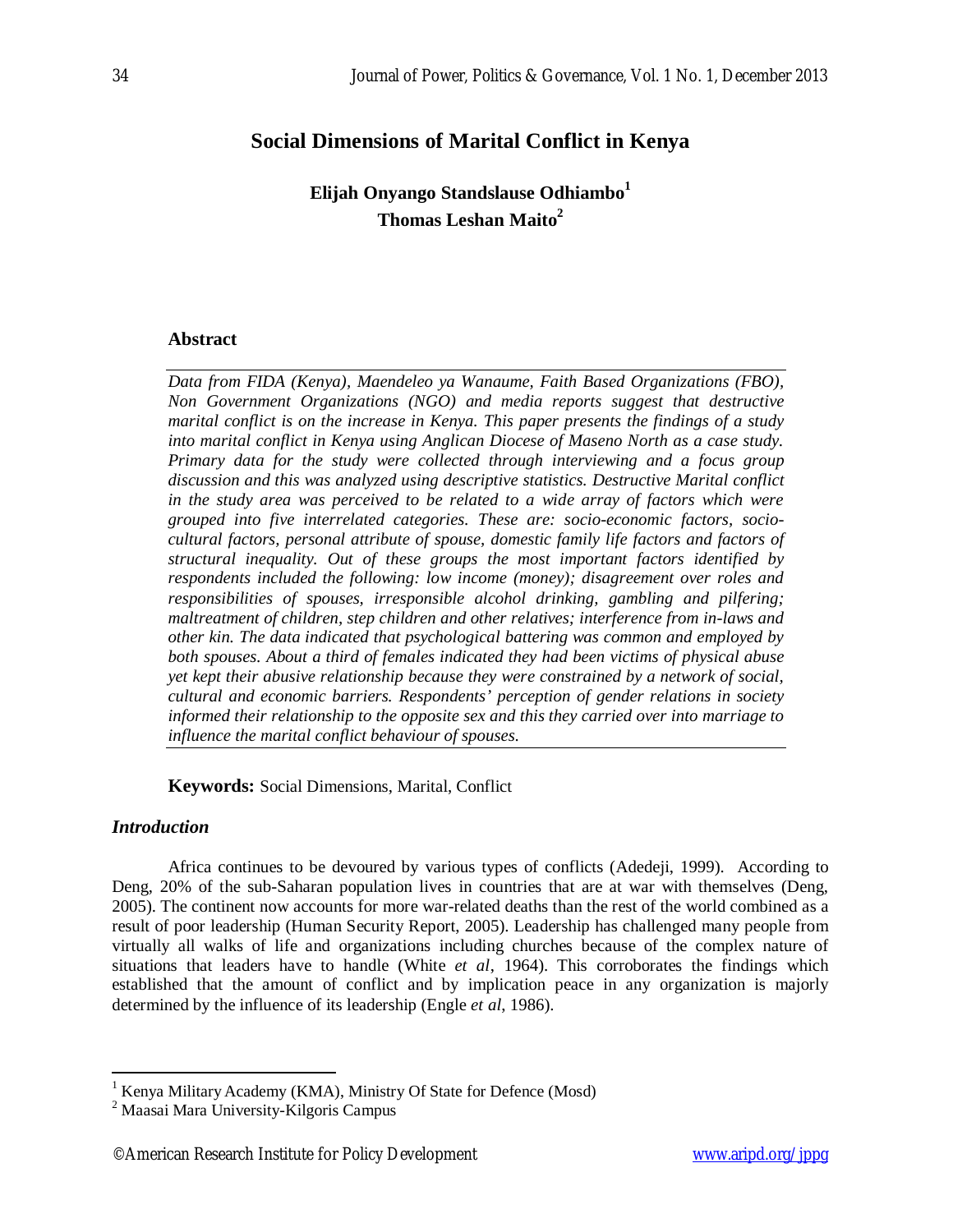# Social Dimensions of Marital Conflict in Kenya

**Elijah Onyango Standslause Odhiambo[1]**
**Thomas Leshan Maito[2]**

## Abstract

*Data from FIDA (Kenya), Maendeleo ya Wanaume, Faith Based Organizations (FBO), Non Government Organizations (NGO) and media reports suggest that destructive marital conflict is on the increase in Kenya. This paper presents the findings of a study into marital conflict in Kenya using Anglican Diocese of Maseno North as a case study. Primary data for the study were collected through interviewing and a focus group discussion and this was analyzed using descriptive statistics. Destructive Marital conflict in the study area was perceived to be related to a wide array of factors which were grouped into five interrelated categories. These are: socio-economic factors, socio-cultural factors, personal attribute of spouse, domestic family life factors and factors of structural inequality. Out of these groups the most important factors identified by respondents included the following: low income (money); disagreement over roles and responsibilities of spouses, irresponsible alcohol drinking, gambling and pilfering; maltreatment of children, step children and other relatives; interference from in-laws and other kin. The data indicated that psychological battering was common and employed by both spouses. About a third of females indicated they had been victims of physical abuse yet kept their abusive relationship because they were constrained by a network of social, cultural and economic barriers. Respondents' perception of gender relations in society informed their relationship to the opposite sex and this they carried over into marriage to influence the marital conflict behaviour of spouses.*

**Keywords:** Social Dimensions, Marital, Conflict

## *Introduction*

Africa continues to be devoured by various types of conflicts (Adedeji, 1999). According to Deng, 20% of the sub-Saharan population lives in countries that are at war with themselves (Deng, 2005). The continent now accounts for more war-related deaths than the rest of the world combined as a result of poor leadership (Human Security Report, 2005). Leadership has challenged many people from virtually all walks of life and organizations including churches because of the complex nature of situations that leaders have to handle (White *et al*, 1964). This corroborates the findings which established that the amount of conflict and by implication peace in any organization is majorly determined by the influence of its leadership (Engle *et al*, 1986).

---

[1] Kenya Military Academy (KMA), Ministry Of State for Defence (Mosd)

[2] Maasai Mara University-Kilgoris Campus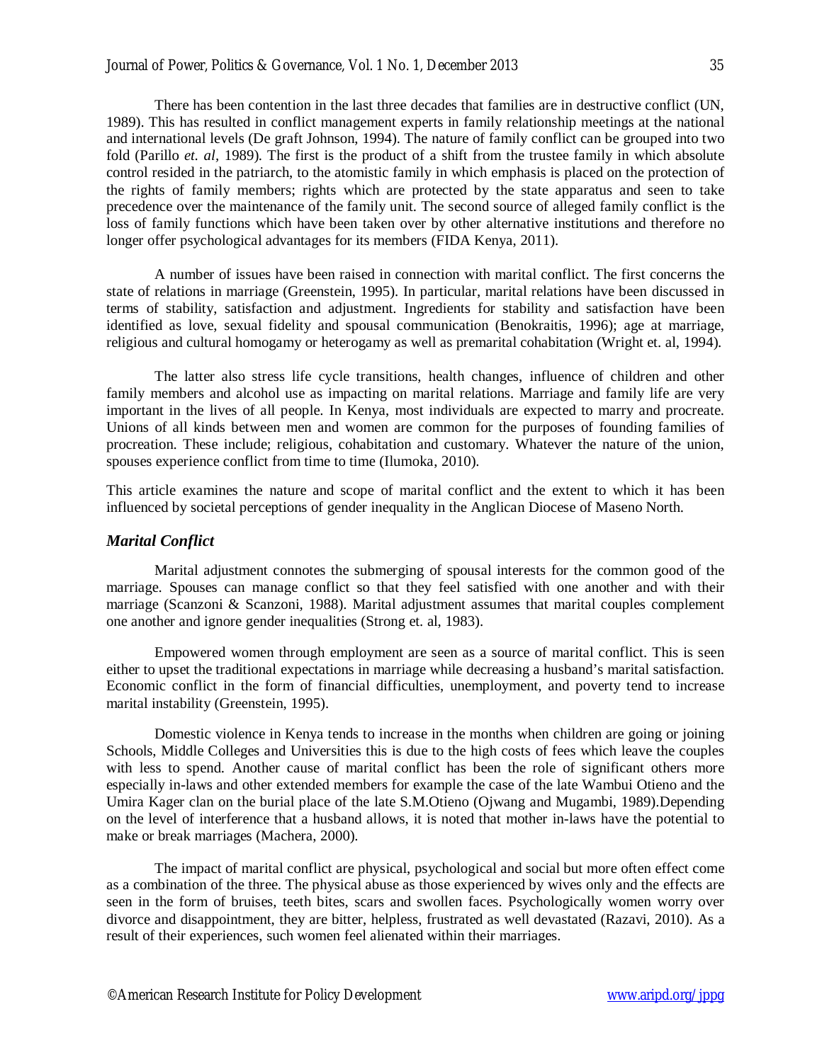There has been contention in the last three decades that families are in destructive conflict (UN, 1989). This has resulted in conflict management experts in family relationship meetings at the national and international levels (De graft Johnson, 1994). The nature of family conflict can be grouped into two fold (Parillo *et. al*, 1989). The first is the product of a shift from the trustee family in which absolute control resided in the patriarch, to the atomistic family in which emphasis is placed on the protection of the rights of family members; rights which are protected by the state apparatus and seen to take precedence over the maintenance of the family unit. The second source of alleged family conflict is the loss of family functions which have been taken over by other alternative institutions and therefore no longer offer psychological advantages for its members (FIDA Kenya, 2011).

A number of issues have been raised in connection with marital conflict. The first concerns the state of relations in marriage (Greenstein, 1995). In particular, marital relations have been discussed in terms of stability, satisfaction and adjustment. Ingredients for stability and satisfaction have been identified as love, sexual fidelity and spousal communication (Benokraitis, 1996); age at marriage, religious and cultural homogamy or heterogamy as well as premarital cohabitation (Wright et. al, 1994).

The latter also stress life cycle transitions, health changes, influence of children and other family members and alcohol use as impacting on marital relations. Marriage and family life are very important in the lives of all people. In Kenya, most individuals are expected to marry and procreate. Unions of all kinds between men and women are common for the purposes of founding families of procreation. These include; religious, cohabitation and customary. Whatever the nature of the union, spouses experience conflict from time to time (Ilumoka, 2010).

This article examines the nature and scope of marital conflict and the extent to which it has been influenced by societal perceptions of gender inequality in the Anglican Diocese of Maseno North.

## *Marital Conflict*

Marital adjustment connotes the submerging of spousal interests for the common good of the marriage. Spouses can manage conflict so that they feel satisfied with one another and with their marriage (Scanzoni & Scanzoni, 1988). Marital adjustment assumes that marital couples complement one another and ignore gender inequalities (Strong et. al, 1983).

Empowered women through employment are seen as a source of marital conflict. This is seen either to upset the traditional expectations in marriage while decreasing a husband's marital satisfaction. Economic conflict in the form of financial difficulties, unemployment, and poverty tend to increase marital instability (Greenstein, 1995).

Domestic violence in Kenya tends to increase in the months when children are going or joining Schools, Middle Colleges and Universities this is due to the high costs of fees which leave the couples with less to spend. Another cause of marital conflict has been the role of significant others more especially in-laws and other extended members for example the case of the late Wambui Otieno and the Umira Kager clan on the burial place of the late S.M.Otieno (Ojwang and Mugambi, 1989).Depending on the level of interference that a husband allows, it is noted that mother in-laws have the potential to make or break marriages (Machera, 2000).

The impact of marital conflict are physical, psychological and social but more often effect come as a combination of the three. The physical abuse as those experienced by wives only and the effects are seen in the form of bruises, teeth bites, scars and swollen faces. Psychologically women worry over divorce and disappointment, they are bitter, helpless, frustrated as well devastated (Razavi, 2010). As a result of their experiences, such women feel alienated within their marriages.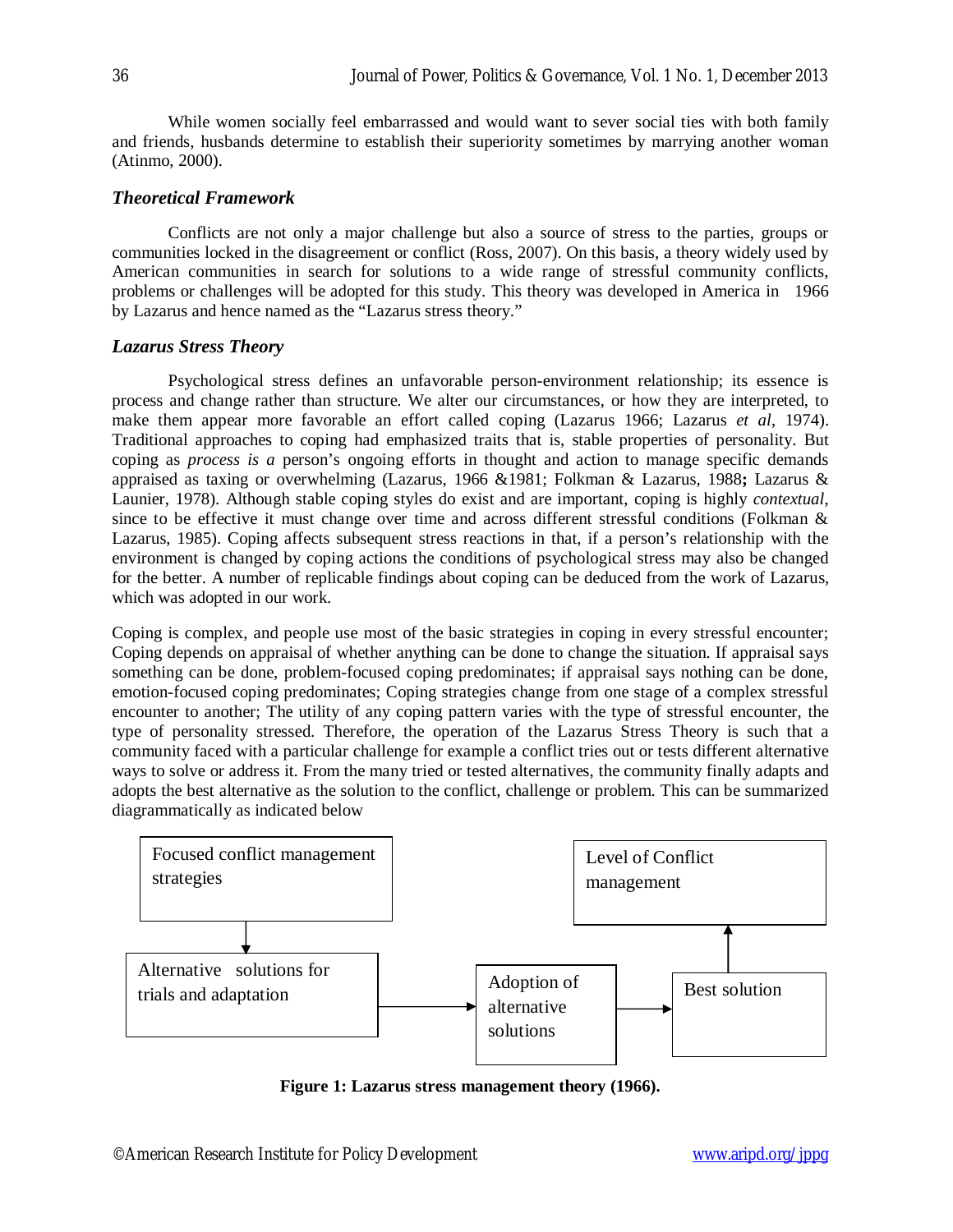While women socially feel embarrassed and would want to sever social ties with both family and friends, husbands determine to establish their superiority sometimes by marrying another woman (Atinmo, 2000).

### *Theoretical Framework*

Conflicts are not only a major challenge but also a source of stress to the parties, groups or communities locked in the disagreement or conflict (Ross, 2007). On this basis, a theory widely used by American communities in search for solutions to a wide range of stressful community conflicts, problems or challenges will be adopted for this study. This theory was developed in America in 1966 by Lazarus and hence named as the "Lazarus stress theory."

### *Lazarus Stress Theory*

Psychological stress defines an unfavorable person-environment relationship; its essence is process and change rather than structure. We alter our circumstances, or how they are interpreted, to make them appear more favorable an effort called coping (Lazarus 1966; Lazarus *et al*, 1974). Traditional approaches to coping had emphasized traits that is, stable properties of personality. But coping as *process is a* person's ongoing efforts in thought and action to manage specific demands appraised as taxing or overwhelming (Lazarus, 1966 &1981; Folkman & Lazarus, 1988**;** Lazarus & Launier, 1978). Although stable coping styles do exist and are important, coping is highly *contextual*, since to be effective it must change over time and across different stressful conditions (Folkman & Lazarus, 1985). Coping affects subsequent stress reactions in that, if a person's relationship with the environment is changed by coping actions the conditions of psychological stress may also be changed for the better. A number of replicable findings about coping can be deduced from the work of Lazarus, which was adopted in our work.

Coping is complex, and people use most of the basic strategies in coping in every stressful encounter; Coping depends on appraisal of whether anything can be done to change the situation. If appraisal says something can be done, problem-focused coping predominates; if appraisal says nothing can be done, emotion-focused coping predominates; Coping strategies change from one stage of a complex stressful encounter to another; The utility of any coping pattern varies with the type of stressful encounter, the type of personality stressed. Therefore, the operation of the Lazarus Stress Theory is such that a community faced with a particular challenge for example a conflict tries out or tests different alternative ways to solve or address it. From the many tried or tested alternatives, the community finally adapts and adopts the best alternative as the solution to the conflict, challenge or problem. This can be summarized diagrammatically as indicated below

Focused conflict management strategies → Alternative solutions for trials and adaptation → Adoption of alternative solutions → Best solution → Level of Conflict management

**Figure 1: Lazarus stress management theory (1966).**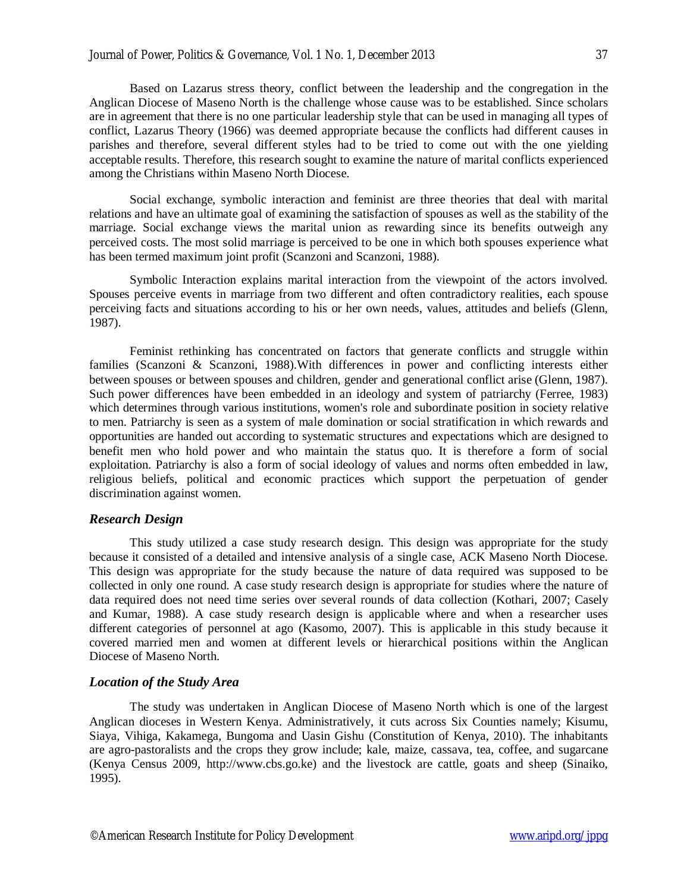Based on Lazarus stress theory, conflict between the leadership and the congregation in the Anglican Diocese of Maseno North is the challenge whose cause was to be established. Since scholars are in agreement that there is no one particular leadership style that can be used in managing all types of conflict, Lazarus Theory (1966) was deemed appropriate because the conflicts had different causes in parishes and therefore, several different styles had to be tried to come out with the one yielding acceptable results. Therefore, this research sought to examine the nature of marital conflicts experienced among the Christians within Maseno North Diocese.

Social exchange, symbolic interaction and feminist are three theories that deal with marital relations and have an ultimate goal of examining the satisfaction of spouses as well as the stability of the marriage. Social exchange views the marital union as rewarding since its benefits outweigh any perceived costs. The most solid marriage is perceived to be one in which both spouses experience what has been termed maximum joint profit (Scanzoni and Scanzoni, 1988).

Symbolic Interaction explains marital interaction from the viewpoint of the actors involved. Spouses perceive events in marriage from two different and often contradictory realities, each spouse perceiving facts and situations according to his or her own needs, values, attitudes and beliefs (Glenn, 1987).

Feminist rethinking has concentrated on factors that generate conflicts and struggle within families (Scanzoni & Scanzoni, 1988).With differences in power and conflicting interests either between spouses or between spouses and children, gender and generational conflict arise (Glenn, 1987). Such power differences have been embedded in an ideology and system of patriarchy (Ferree, 1983) which determines through various institutions, women's role and subordinate position in society relative to men. Patriarchy is seen as a system of male domination or social stratification in which rewards and opportunities are handed out according to systematic structures and expectations which are designed to benefit men who hold power and who maintain the status quo. It is therefore a form of social exploitation. Patriarchy is also a form of social ideology of values and norms often embedded in law, religious beliefs, political and economic practices which support the perpetuation of gender discrimination against women.

### *Research Design*

This study utilized a case study research design. This design was appropriate for the study because it consisted of a detailed and intensive analysis of a single case, ACK Maseno North Diocese. This design was appropriate for the study because the nature of data required was supposed to be collected in only one round. A case study research design is appropriate for studies where the nature of data required does not need time series over several rounds of data collection (Kothari, 2007; Casely and Kumar, 1988). A case study research design is applicable where and when a researcher uses different categories of personnel at ago (Kasomo, 2007). This is applicable in this study because it covered married men and women at different levels or hierarchical positions within the Anglican Diocese of Maseno North.

### *Location of the Study Area*

The study was undertaken in Anglican Diocese of Maseno North which is one of the largest Anglican dioceses in Western Kenya. Administratively, it cuts across Six Counties namely; Kisumu, Siaya, Vihiga, Kakamega, Bungoma and Uasin Gishu (Constitution of Kenya, 2010). The inhabitants are agro-pastoralists and the crops they grow include; kale, maize, cassava, tea, coffee, and sugarcane (Kenya Census 2009, http://www.cbs.go.ke) and the livestock are cattle, goats and sheep (Sinaiko, 1995).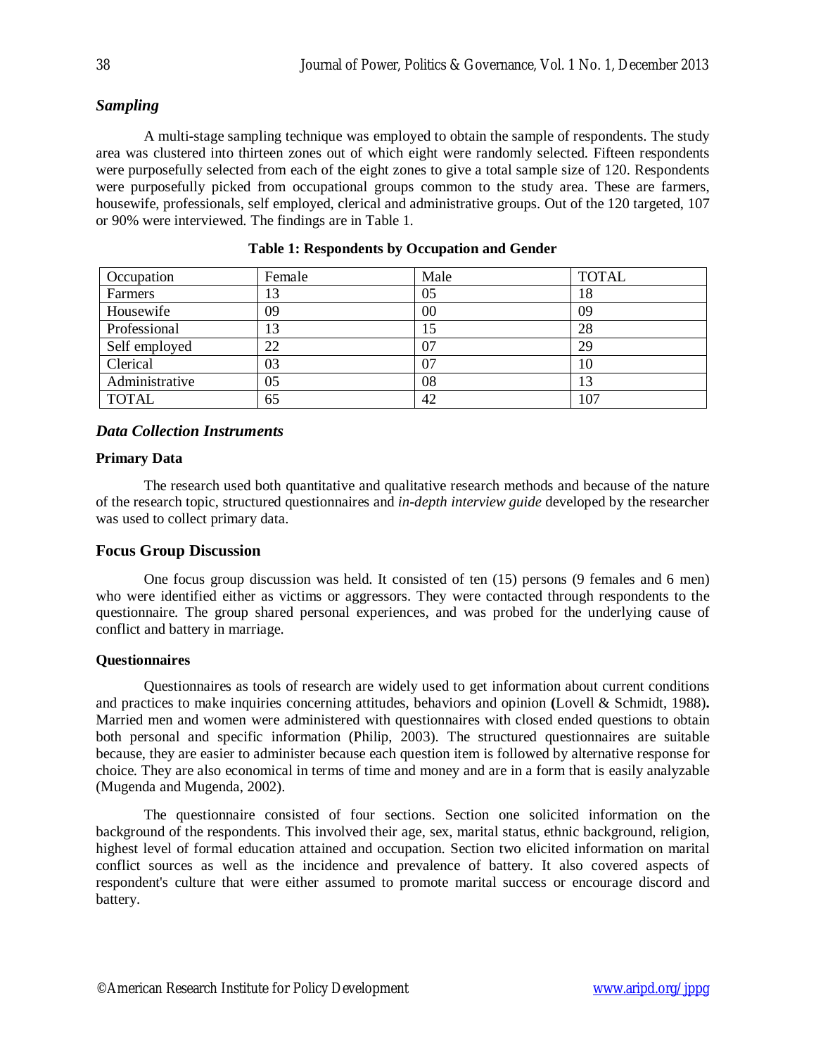### *Sampling*

A multi-stage sampling technique was employed to obtain the sample of respondents. The study area was clustered into thirteen zones out of which eight were randomly selected. Fifteen respondents were purposefully selected from each of the eight zones to give a total sample size of 120. Respondents were purposefully picked from occupational groups common to the study area. These are farmers, housewife, professionals, self employed, clerical and administrative groups. Out of the 120 targeted, 107 or 90% were interviewed. The findings are in Table 1.

**Table 1: Respondents by Occupation and Gender**

| Occupation | Female | Male | TOTAL |
|---|---|---|---|
| Farmers | 13 | 05 | 18 |
| Housewife | 09 | 00 | 09 |
| Professional | 13 | 15 | 28 |
| Self employed | 22 | 07 | 29 |
| Clerical | 03 | 07 | 10 |
| Administrative | 05 | 08 | 13 |
| TOTAL | 65 | 42 | 107 |

### *Data Collection Instruments*

**Primary Data**

The research used both quantitative and qualitative research methods and because of the nature of the research topic, structured questionnaires and *in-depth interview guide* developed by the researcher was used to collect primary data.

### Focus Group Discussion

One focus group discussion was held. It consisted of ten (15) persons (9 females and 6 men) who were identified either as victims or aggressors. They were contacted through respondents to the questionnaire. The group shared personal experiences, and was probed for the underlying cause of conflict and battery in marriage.

**Questionnaires**

Questionnaires as tools of research are widely used to get information about current conditions and practices to make inquiries concerning attitudes, behaviors and opinion **(**Lovell & Schmidt, 1988)**.** Married men and women were administered with questionnaires with closed ended questions to obtain both personal and specific information (Philip, 2003). The structured questionnaires are suitable because, they are easier to administer because each question item is followed by alternative response for choice. They are also economical in terms of time and money and are in a form that is easily analyzable (Mugenda and Mugenda, 2002).

The questionnaire consisted of four sections. Section one solicited information on the background of the respondents. This involved their age, sex, marital status, ethnic background, religion, highest level of formal education attained and occupation. Section two elicited information on marital conflict sources as well as the incidence and prevalence of battery. It also covered aspects of respondent's culture that were either assumed to promote marital success or encourage discord and battery.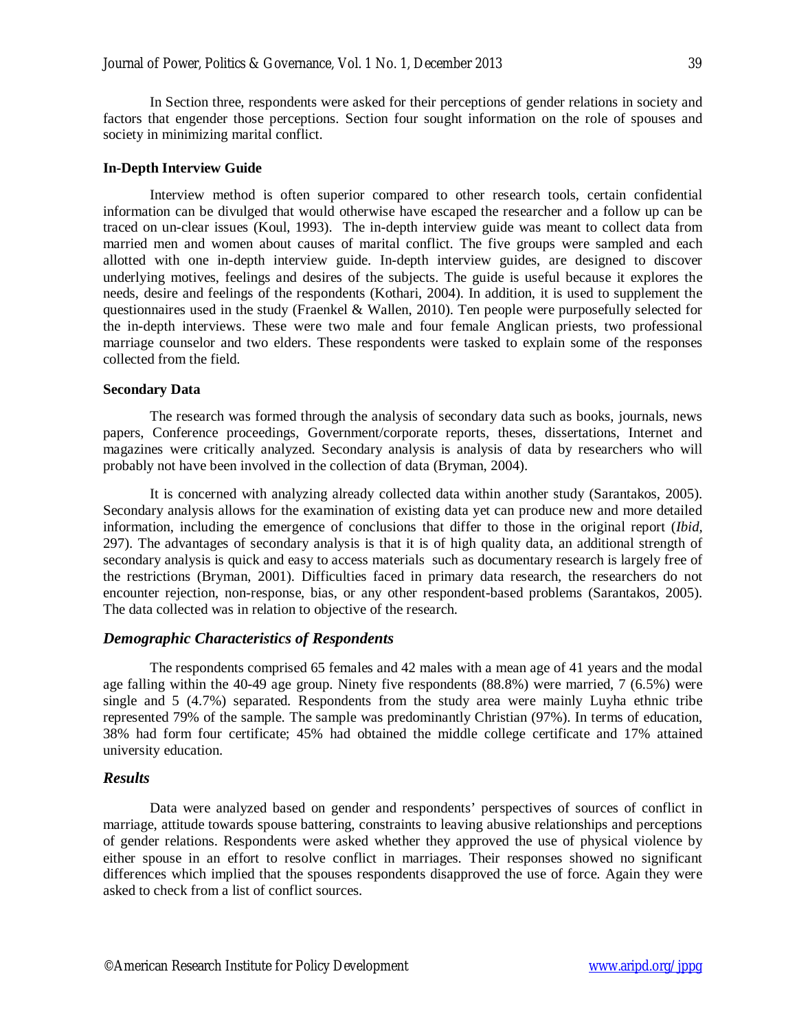In Section three, respondents were asked for their perceptions of gender relations in society and factors that engender those perceptions. Section four sought information on the role of spouses and society in minimizing marital conflict.

**In-Depth Interview Guide**

Interview method is often superior compared to other research tools, certain confidential information can be divulged that would otherwise have escaped the researcher and a follow up can be traced on un-clear issues (Koul, 1993). The in-depth interview guide was meant to collect data from married men and women about causes of marital conflict. The five groups were sampled and each allotted with one in-depth interview guide. In-depth interview guides, are designed to discover underlying motives, feelings and desires of the subjects. The guide is useful because it explores the needs, desire and feelings of the respondents (Kothari, 2004). In addition, it is used to supplement the questionnaires used in the study (Fraenkel & Wallen, 2010). Ten people were purposefully selected for the in-depth interviews. These were two male and four female Anglican priests, two professional marriage counselor and two elders. These respondents were tasked to explain some of the responses collected from the field.

**Secondary Data**

The research was formed through the analysis of secondary data such as books, journals, news papers, Conference proceedings, Government/corporate reports, theses, dissertations, Internet and magazines were critically analyzed. Secondary analysis is analysis of data by researchers who will probably not have been involved in the collection of data (Bryman, 2004).

It is concerned with analyzing already collected data within another study (Sarantakos, 2005). Secondary analysis allows for the examination of existing data yet can produce new and more detailed information, including the emergence of conclusions that differ to those in the original report (*Ibid*, 297). The advantages of secondary analysis is that it is of high quality data, an additional strength of secondary analysis is quick and easy to access materials such as documentary research is largely free of the restrictions (Bryman, 2001). Difficulties faced in primary data research, the researchers do not encounter rejection, non-response, bias, or any other respondent-based problems (Sarantakos, 2005). The data collected was in relation to objective of the research.

### *Demographic Characteristics of Respondents*

The respondents comprised 65 females and 42 males with a mean age of 41 years and the modal age falling within the 40-49 age group. Ninety five respondents (88.8%) were married, 7 (6.5%) were single and 5 (4.7%) separated. Respondents from the study area were mainly Luyha ethnic tribe represented 79% of the sample. The sample was predominantly Christian (97%). In terms of education, 38% had form four certificate; 45% had obtained the middle college certificate and 17% attained university education.

### *Results*

Data were analyzed based on gender and respondents' perspectives of sources of conflict in marriage, attitude towards spouse battering, constraints to leaving abusive relationships and perceptions of gender relations. Respondents were asked whether they approved the use of physical violence by either spouse in an effort to resolve conflict in marriages. Their responses showed no significant differences which implied that the spouses respondents disapproved the use of force. Again they were asked to check from a list of conflict sources.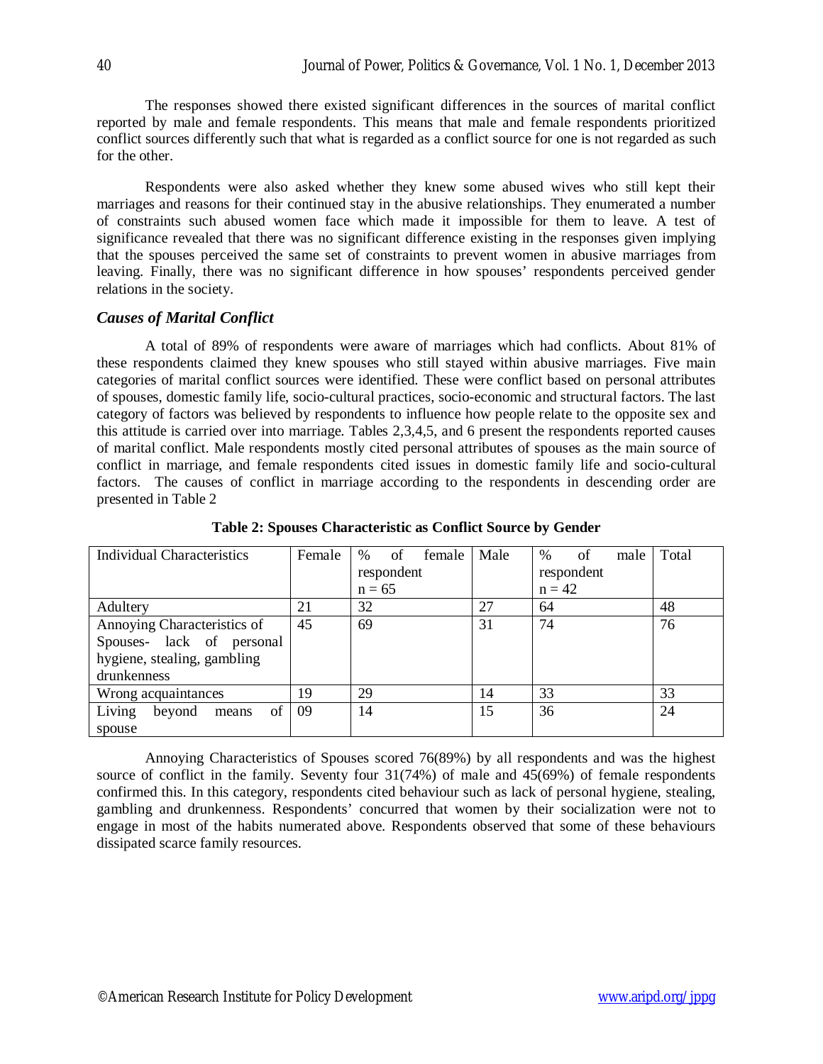The responses showed there existed significant differences in the sources of marital conflict reported by male and female respondents. This means that male and female respondents prioritized conflict sources differently such that what is regarded as a conflict source for one is not regarded as such for the other.

Respondents were also asked whether they knew some abused wives who still kept their marriages and reasons for their continued stay in the abusive relationships. They enumerated a number of constraints such abused women face which made it impossible for them to leave. A test of significance revealed that there was no significant difference existing in the responses given implying that the spouses perceived the same set of constraints to prevent women in abusive marriages from leaving. Finally, there was no significant difference in how spouses' respondents perceived gender relations in the society.

### *Causes of Marital Conflict*

A total of 89% of respondents were aware of marriages which had conflicts. About 81% of these respondents claimed they knew spouses who still stayed within abusive marriages. Five main categories of marital conflict sources were identified. These were conflict based on personal attributes of spouses, domestic family life, socio-cultural practices, socio-economic and structural factors. The last category of factors was believed by respondents to influence how people relate to the opposite sex and this attitude is carried over into marriage. Tables 2,3,4,5, and 6 present the respondents reported causes of marital conflict. Male respondents mostly cited personal attributes of spouses as the main source of conflict in marriage, and female respondents cited issues in domestic family life and socio-cultural factors. The causes of conflict in marriage according to the respondents in descending order are presented in Table 2

**Table 2: Spouses Characteristic as Conflict Source by Gender**

| Individual Characteristics | Female | % of female respondent n = 65 | Male | % of male respondent n = 42 | Total |
|---|---|---|---|---|---|
| Adultery | 21 | 32 | 27 | 64 | 48 |
| Annoying Characteristics of Spouses- lack of personal hygiene, stealing, gambling drunkenness | 45 | 69 | 31 | 74 | 76 |
| Wrong acquaintances | 19 | 29 | 14 | 33 | 33 |
| Living beyond means of spouse | 09 | 14 | 15 | 36 | 24 |

Annoying Characteristics of Spouses scored 76(89%) by all respondents and was the highest source of conflict in the family. Seventy four 31(74%) of male and 45(69%) of female respondents confirmed this. In this category, respondents cited behaviour such as lack of personal hygiene, stealing, gambling and drunkenness. Respondents' concurred that women by their socialization were not to engage in most of the habits numerated above. Respondents observed that some of these behaviours dissipated scarce family resources.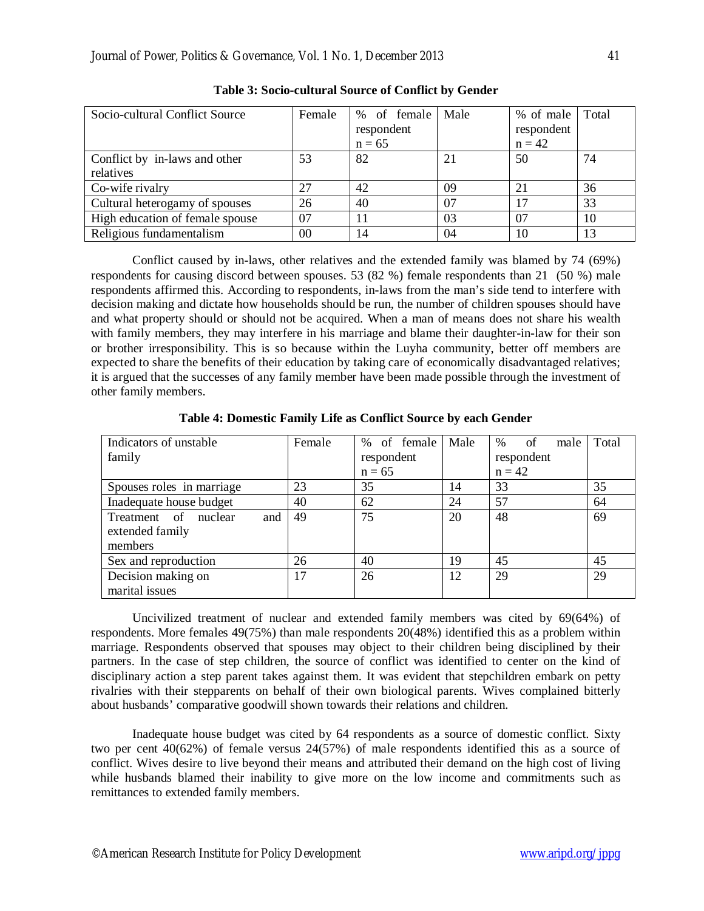**Table 3: Socio-cultural Source of Conflict by Gender**

| Socio-cultural Conflict Source | Female | % of female respondent n = 65 | Male | % of male respondent n = 42 | Total |
|---|---|---|---|---|---|
| Conflict by in-laws and other relatives | 53 | 82 | 21 | 50 | 74 |
| Co-wife rivalry | 27 | 42 | 09 | 21 | 36 |
| Cultural heterogamy of spouses | 26 | 40 | 07 | 17 | 33 |
| High education of female spouse | 07 | 11 | 03 | 07 | 10 |
| Religious fundamentalism | 00 | 14 | 04 | 10 | 13 |

Conflict caused by in-laws, other relatives and the extended family was blamed by 74 (69%) respondents for causing discord between spouses. 53 (82 %) female respondents than 21 (50 %) male respondents affirmed this. According to respondents, in-laws from the man's side tend to interfere with decision making and dictate how households should be run, the number of children spouses should have and what property should or should not be acquired. When a man of means does not share his wealth with family members, they may interfere in his marriage and blame their daughter-in-law for their son or brother irresponsibility. This is so because within the Luyha community, better off members are expected to share the benefits of their education by taking care of economically disadvantaged relatives; it is argued that the successes of any family member have been made possible through the investment of other family members.

**Table 4: Domestic Family Life as Conflict Source by each Gender**

| Indicators of unstable family | Female | % of female respondent n = 65 | Male | % of male respondent n = 42 | Total |
|---|---|---|---|---|---|
| Spouses roles in marriage | 23 | 35 | 14 | 33 | 35 |
| Inadequate house budget | 40 | 62 | 24 | 57 | 64 |
| Treatment of nuclear and extended family members | 49 | 75 | 20 | 48 | 69 |
| Sex and reproduction | 26 | 40 | 19 | 45 | 45 |
| Decision making on marital issues | 17 | 26 | 12 | 29 | 29 |

Uncivilized treatment of nuclear and extended family members was cited by 69(64%) of respondents. More females 49(75%) than male respondents 20(48%) identified this as a problem within marriage. Respondents observed that spouses may object to their children being disciplined by their partners. In the case of step children, the source of conflict was identified to center on the kind of disciplinary action a step parent takes against them. It was evident that stepchildren embark on petty rivalries with their stepparents on behalf of their own biological parents. Wives complained bitterly about husbands' comparative goodwill shown towards their relations and children.

Inadequate house budget was cited by 64 respondents as a source of domestic conflict. Sixty two per cent 40(62%) of female versus 24(57%) of male respondents identified this as a source of conflict. Wives desire to live beyond their means and attributed their demand on the high cost of living while husbands blamed their inability to give more on the low income and commitments such as remittances to extended family members.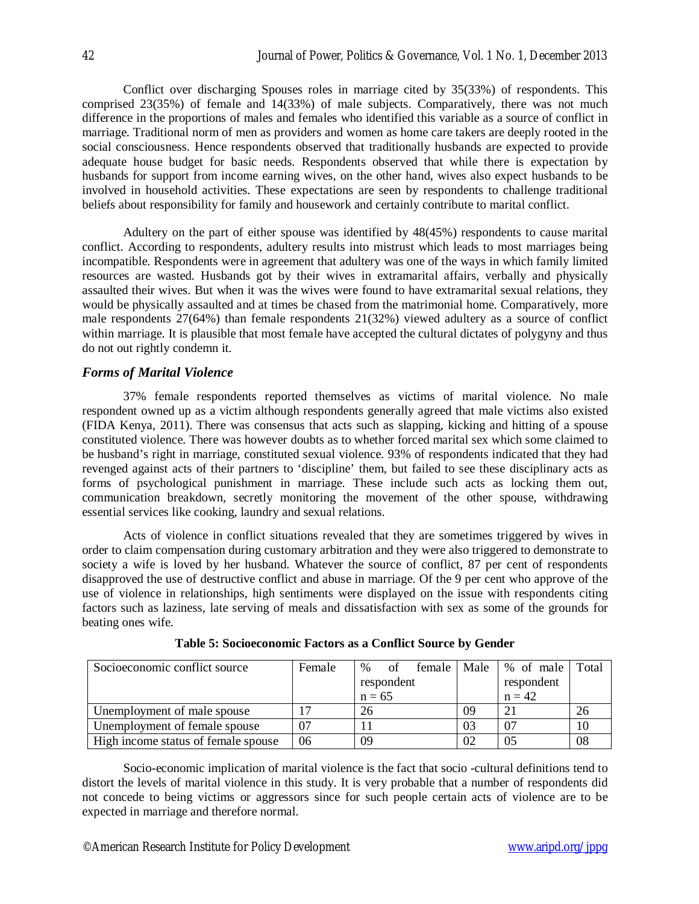Conflict over discharging Spouses roles in marriage cited by 35(33%) of respondents. This comprised 23(35%) of female and 14(33%) of male subjects. Comparatively, there was not much difference in the proportions of males and females who identified this variable as a source of conflict in marriage. Traditional norm of men as providers and women as home care takers are deeply rooted in the social consciousness. Hence respondents observed that traditionally husbands are expected to provide adequate house budget for basic needs. Respondents observed that while there is expectation by husbands for support from income earning wives, on the other hand, wives also expect husbands to be involved in household activities. These expectations are seen by respondents to challenge traditional beliefs about responsibility for family and housework and certainly contribute to marital conflict.

Adultery on the part of either spouse was identified by 48(45%) respondents to cause marital conflict. According to respondents, adultery results into mistrust which leads to most marriages being incompatible. Respondents were in agreement that adultery was one of the ways in which family limited resources are wasted. Husbands got by their wives in extramarital affairs, verbally and physically assaulted their wives. But when it was the wives were found to have extramarital sexual relations, they would be physically assaulted and at times be chased from the matrimonial home. Comparatively, more male respondents 27(64%) than female respondents 21(32%) viewed adultery as a source of conflict within marriage. It is plausible that most female have accepted the cultural dictates of polygyny and thus do not out rightly condemn it.

### *Forms of Marital Violence*

37% female respondents reported themselves as victims of marital violence. No male respondent owned up as a victim although respondents generally agreed that male victims also existed (FIDA Kenya, 2011). There was consensus that acts such as slapping, kicking and hitting of a spouse constituted violence. There was however doubts as to whether forced marital sex which some claimed to be husband's right in marriage, constituted sexual violence. 93% of respondents indicated that they had revenged against acts of their partners to 'discipline' them, but failed to see these disciplinary acts as forms of psychological punishment in marriage. These include such acts as locking them out, communication breakdown, secretly monitoring the movement of the other spouse, withdrawing essential services like cooking, laundry and sexual relations.

Acts of violence in conflict situations revealed that they are sometimes triggered by wives in order to claim compensation during customary arbitration and they were also triggered to demonstrate to society a wife is loved by her husband. Whatever the source of conflict, 87 per cent of respondents disapproved the use of destructive conflict and abuse in marriage. Of the 9 per cent who approve of the use of violence in relationships, high sentiments were displayed on the issue with respondents citing factors such as laziness, late serving of meals and dissatisfaction with sex as some of the grounds for beating ones wife.

**Table 5: Socioeconomic Factors as a Conflict Source by Gender**

| Socioeconomic conflict source | Female | % of female respondent n = 65 | Male | % of male respondent n = 42 | Total |
|---|---|---|---|---|---|
| Unemployment of male spouse | 17 | 26 | 09 | 21 | 26 |
| Unemployment of female spouse | 07 | 11 | 03 | 07 | 10 |
| High income status of female spouse | 06 | 09 | 02 | 05 | 08 |

Socio-economic implication of marital violence is the fact that socio -cultural definitions tend to distort the levels of marital violence in this study. It is very probable that a number of respondents did not concede to being victims or aggressors since for such people certain acts of violence are to be expected in marriage and therefore normal.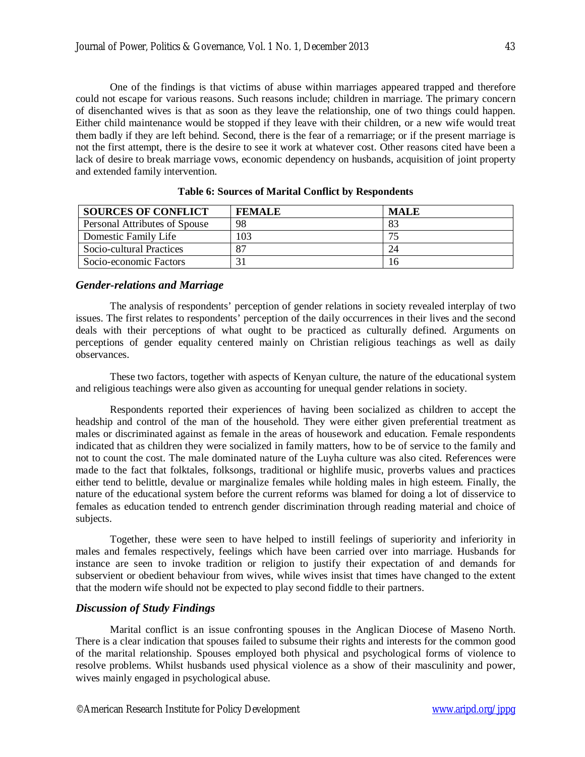One of the findings is that victims of abuse within marriages appeared trapped and therefore could not escape for various reasons. Such reasons include; children in marriage. The primary concern of disenchanted wives is that as soon as they leave the relationship, one of two things could happen. Either child maintenance would be stopped if they leave with their children, or a new wife would treat them badly if they are left behind. Second, there is the fear of a remarriage; or if the present marriage is not the first attempt, there is the desire to see it work at whatever cost. Other reasons cited have been a lack of desire to break marriage vows, economic dependency on husbands, acquisition of joint property and extended family intervention.

**Table 6: Sources of Marital Conflict by Respondents**

| SOURCES OF CONFLICT | FEMALE | MALE |
|---|---|---|
| Personal Attributes of Spouse | 98 | 83 |
| Domestic Family Life | 103 | 75 |
| Socio-cultural Practices | 87 | 24 |
| Socio-economic Factors | 31 | 16 |

## *Gender-relations and Marriage*

The analysis of respondents' perception of gender relations in society revealed interplay of two issues. The first relates to respondents' perception of the daily occurrences in their lives and the second deals with their perceptions of what ought to be practiced as culturally defined. Arguments on perceptions of gender equality centered mainly on Christian religious teachings as well as daily observances.

These two factors, together with aspects of Kenyan culture, the nature of the educational system and religious teachings were also given as accounting for unequal gender relations in society.

Respondents reported their experiences of having been socialized as children to accept the headship and control of the man of the household. They were either given preferential treatment as males or discriminated against as female in the areas of housework and education. Female respondents indicated that as children they were socialized in family matters, how to be of service to the family and not to count the cost. The male dominated nature of the Luyha culture was also cited. References were made to the fact that folktales, folksongs, traditional or highlife music, proverbs values and practices either tend to belittle, devalue or marginalize females while holding males in high esteem. Finally, the nature of the educational system before the current reforms was blamed for doing a lot of disservice to females as education tended to entrench gender discrimination through reading material and choice of subjects.

Together, these were seen to have helped to instill feelings of superiority and inferiority in males and females respectively, feelings which have been carried over into marriage. Husbands for instance are seen to invoke tradition or religion to justify their expectation of and demands for subservient or obedient behaviour from wives, while wives insist that times have changed to the extent that the modern wife should not be expected to play second fiddle to their partners.

## *Discussion of Study Findings*

Marital conflict is an issue confronting spouses in the Anglican Diocese of Maseno North. There is a clear indication that spouses failed to subsume their rights and interests for the common good of the marital relationship. Spouses employed both physical and psychological forms of violence to resolve problems. Whilst husbands used physical violence as a show of their masculinity and power, wives mainly engaged in psychological abuse.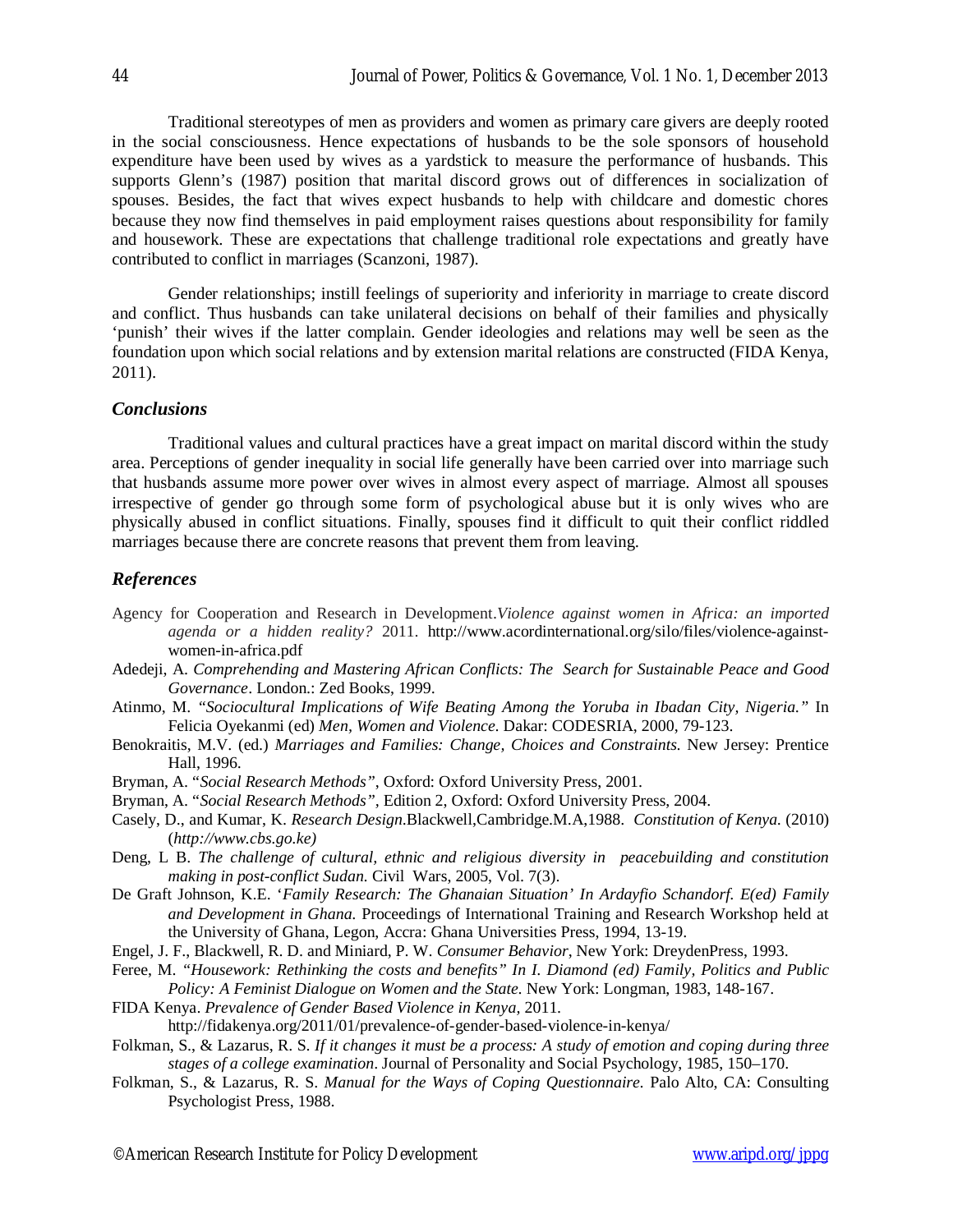Traditional stereotypes of men as providers and women as primary care givers are deeply rooted in the social consciousness. Hence expectations of husbands to be the sole sponsors of household expenditure have been used by wives as a yardstick to measure the performance of husbands. This supports Glenn's (1987) position that marital discord grows out of differences in socialization of spouses. Besides, the fact that wives expect husbands to help with childcare and domestic chores because they now find themselves in paid employment raises questions about responsibility for family and housework. These are expectations that challenge traditional role expectations and greatly have contributed to conflict in marriages (Scanzoni, 1987).

Gender relationships; instill feelings of superiority and inferiority in marriage to create discord and conflict. Thus husbands can take unilateral decisions on behalf of their families and physically 'punish' their wives if the latter complain. Gender ideologies and relations may well be seen as the foundation upon which social relations and by extension marital relations are constructed (FIDA Kenya, 2011).

## *Conclusions*

Traditional values and cultural practices have a great impact on marital discord within the study area. Perceptions of gender inequality in social life generally have been carried over into marriage such that husbands assume more power over wives in almost every aspect of marriage. Almost all spouses irrespective of gender go through some form of psychological abuse but it is only wives who are physically abused in conflict situations. Finally, spouses find it difficult to quit their conflict riddled marriages because there are concrete reasons that prevent them from leaving.

## *References*

Agency for Cooperation and Research in Development.*Violence against women in Africa: an imported agenda or a hidden reality?* 2011. http://www.acordinternational.org/silo/files/violence-against-women-in-africa.pdf

Adedeji, A. *Comprehending and Mastering African Conflicts: The Search for Sustainable Peace and Good Governance*. London.: Zed Books, 1999.

Atinmo, M. *"Sociocultural Implications of Wife Beating Among the Yoruba in Ibadan City, Nigeria."* In Felicia Oyekanmi (ed) *Men, Women and Violence*. Dakar: CODESRIA, 2000, 79-123.

Benokraitis, M.V. (ed.) *Marriages and Families: Change, Choices and Constraints*. New Jersey: Prentice Hall, 1996.

Bryman, A. "*Social Research Methods"*, Oxford: Oxford University Press, 2001.

Bryman, A. "*Social Research Methods"*, Edition 2, Oxford: Oxford University Press, 2004.

Casely, D., and Kumar, K. *Research Design*.Blackwell,Cambridge.M.A,1988. *Constitution of Kenya.* (2010) (*http://www.cbs.go.ke)*

Deng, L B. *The challenge of cultural, ethnic and religious diversity in peacebuilding and constitution making in post-conflict Sudan.* Civil Wars, 2005, Vol. 7(3).

De Graft Johnson, K.E. '*Family Research: The Ghanaian Situation' In Ardayfio Schandorf. E(ed) Family and Development in Ghana.* Proceedings of International Training and Research Workshop held at the University of Ghana, Legon, Accra: Ghana Universities Press, 1994, 13-19.

Engel, J. F., Blackwell, R. D. and Miniard, P. W. *Consumer Behavior*, New York: DreydenPress, 1993.

Feree, M. *"Housework: Rethinking the costs and benefits" In I. Diamond (ed) Family, Politics and Public Policy: A Feminist Dialogue on Women and the State.* New York: Longman, 1983, 148-167.

FIDA Kenya. *Prevalence of Gender Based Violence in Kenya*, 2011. http://fidakenya.org/2011/01/prevalence-of-gender-based-violence-in-kenya/

Folkman, S., & Lazarus, R. S. *If it changes it must be a process: A study of emotion and coping during three stages of a college examination*. Journal of Personality and Social Psychology, 1985, 150–170.

Folkman, S., & Lazarus, R. S. *Manual for the Ways of Coping Questionnaire.* Palo Alto, CA: Consulting Psychologist Press, 1988.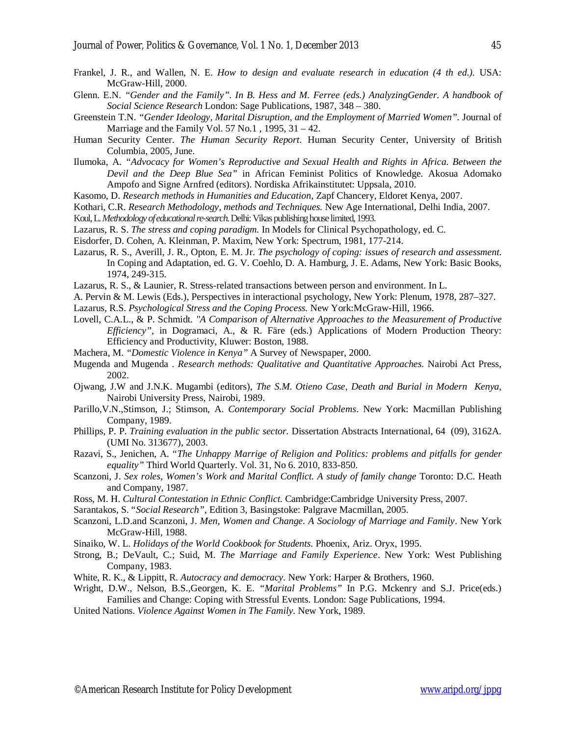Frankel, J. R., and Wallen, N. E. *How to design and evaluate research in education (4 th ed.).* USA: McGraw-Hill, 2000.

Glenn. E.N. *"Gender and the Family". In B. Hess and M. Ferree (eds.) AnalyzingGender. A handbook of Social Science Research* London: Sage Publications, 1987, 348 – 380.

Greenstein T.N. *"Gender Ideology, Marital Disruption, and the Employment of Married Women".* Journal of Marriage and the Family Vol. 57 No.1 , 1995, 31 – 42.

Human Security Center. *The Human Security Report*. Human Security Center, University of British Columbia, 2005, June.

Ilumoka, A. *"Advocacy for Women's Reproductive and Sexual Health and Rights in Africa. Between the Devil and the Deep Blue Sea"* in African Feminist Politics of Knowledge. Akosua Adomako Ampofo and Signe Arnfred (editors). Nordiska Afrikainstitutet: Uppsala, 2010.

Kasomo, D. *Research methods in Humanities and Education,* Zapf Chancery, Eldoret Kenya, 2007.

Kothari, C.R. *Research Methodology, methods and Techniques.* New Age International, Delhi India, 2007.

Koul, L. *Methodology of educational re-search.* Delhi: Vikas publishing house limited, 1993.

Lazarus, R. S. *The stress and coping paradigm.* In Models for Clinical Psychopathology, ed. C.

Eisdorfer, D. Cohen, A. Kleinman, P. Maxim, New York: Spectrum, 1981, 177-214.

Lazarus, R. S., Averill, J. R., Opton, E. M. Jr. *The psychology of coping: issues of research and assessment.* In Coping and Adaptation, ed. G. V. Coehlo, D. A. Hamburg, J. E. Adams, New York: Basic Books, 1974, 249-315.

Lazarus, R. S., & Launier, R. Stress-related transactions between person and environment. In L.

A. Pervin & M. Lewis (Eds.), Perspectives in interactional psychology, New York: Plenum, 1978, 287–327.

Lazarus, R.S. *Psychological Stress and the Coping Process.* New York:McGraw-Hill, 1966.

Lovell, C.A.L., & P. Schmidt. *"A Comparison of Alternative Approaches to the Measurement of Productive Efficiency",* in Dogramaci, A., & R. Färe (eds.) Applications of Modern Production Theory: Efficiency and Productivity, Kluwer: Boston, 1988.

Machera, M. *"Domestic Violence in Kenya"* A Survey of Newspaper, 2000.

Mugenda and Mugenda . *Research methods: Qualitative and Quantitative Approaches.* Nairobi Act Press, 2002.

Ojwang, J.W and J.N.K. Mugambi (editors), *The S.M. Otieno Case, Death and Burial in Modern Kenya,* Nairobi University Press, Nairobi, 1989.

Parillo,V.N.,Stimson, J.; Stimson, A. *Contemporary Social Problems*. New York: Macmillan Publishing Company, 1989.

Phillips, P. P. *Training evaluation in the public sector.* Dissertation Abstracts International, 64 (09), 3162A. (UMI No. 313677), 2003.

Razavi, S., Jenichen, A. *"The Unhappy Marrige of Religion and Politics: problems and pitfalls for gender equality"* Third World Quarterly. Vol. 31, No 6. 2010, 833-850.

Scanzoni, J. *Sex roles, Women's Work and Marital Conflict. A study of family change* Toronto: D.C. Heath and Company, 1987.

Ross, M. H. *Cultural Contestation in Ethnic Conflict.* Cambridge:Cambridge University Press, 2007.

Sarantakos, S. *"Social Research"*, Edition 3, Basingstoke: Palgrave Macmillan, 2005.

Scanzoni, L.D.and Scanzoni, J. *Men, Women and Change. A Sociology of Marriage and Family*. New York McGraw-Hill, 1988.

Sinaiko, W. L. *Holidays of the World Cookbook for Students.* Phoenix, Ariz. Oryx, 1995.

Strong, B.; DeVault, C.; Suid, M. *The Marriage and Family Experience*. New York: West Publishing Company, 1983.

White, R. K., & Lippitt, R. *Autocracy and democracy*. New York: Harper & Brothers, 1960.

Wright, D.W., Nelson, B.S.,Georgen, K. E. *"Marital Problems"* In P.G. Mckenry and S.J. Price(eds.) Families and Change: Coping with Stressful Events. London: Sage Publications, 1994.

United Nations. *Violence Against Women in The Family.* New York, 1989.